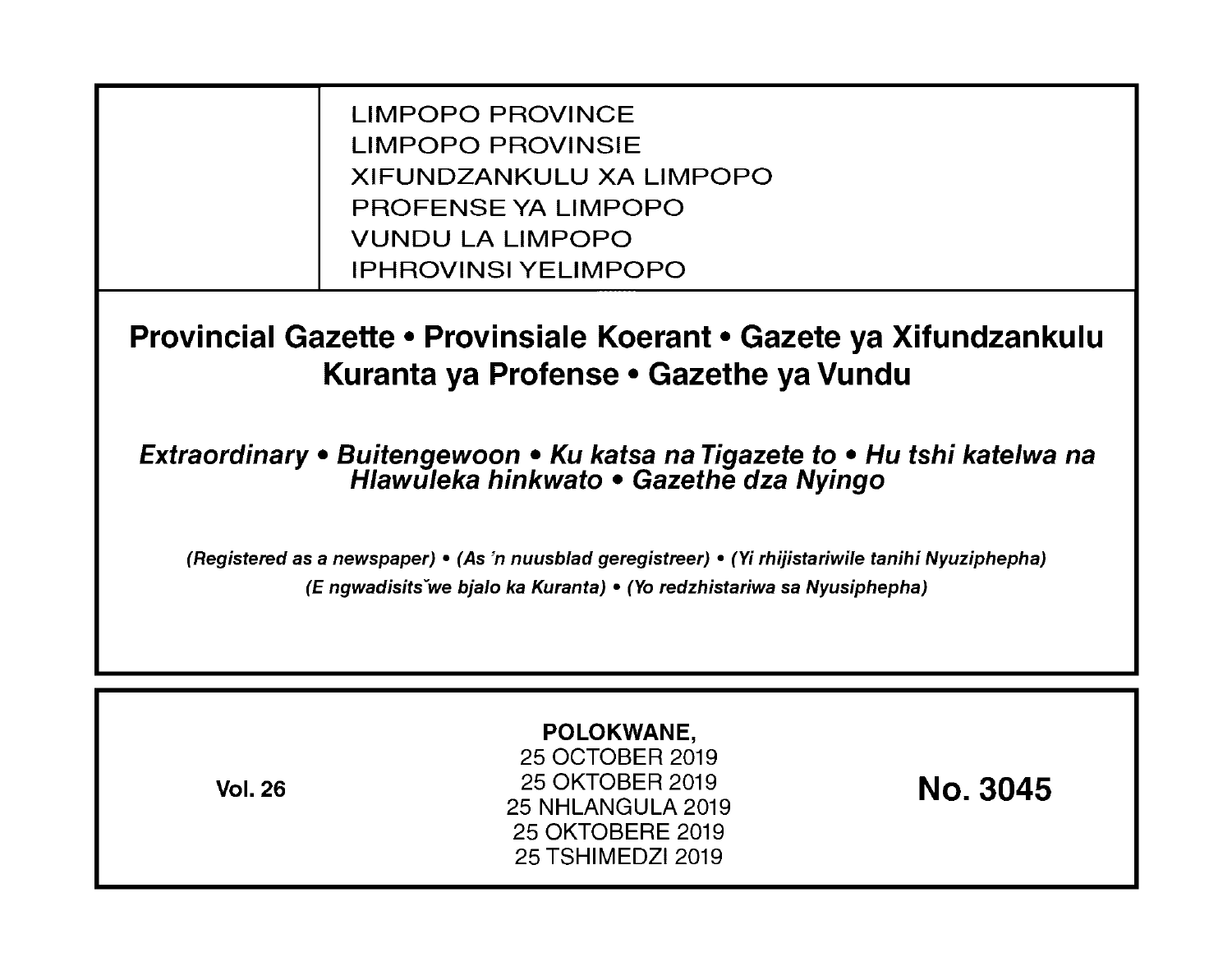LIMPOPO PROVINCE
LIMPOPO PROVINSIE
XIFUNDZANKULU XA LIMPOPO
PROFENSE YA LIMPOPO
VUNDU LA LIMPOPO
IPHROVINSI YELIMPOPO

# Provincial Gazette • Provinsiale Koerant • Gazete ya Xifundzankulu Kuranta ya Profense • Gazethe ya Vundu

***Extraordinary • Buitengewoon • Ku katsa na Tigazete to • Hu tshi katelwa na Hlawuleka hinkwato • Gazethe dza Nyingo***

***(Registered as a newspaper) • (As 'n nuusblad geregistreer) • (Yi rhijistariwile tanihi Nyuziphepha)***
***(E ngwadisitšwe bjalo ka Kuranta) • (Yo redzhistariwa sa Nyusiphepha)***

**Vol. 26**

**POLOKWANE,**
25 OCTOBER 2019
25 OKTOBER 2019
25 NHLANGULA 2019
25 OKTOBERE 2019
25 TSHIMEDZI 2019

**No. 3045**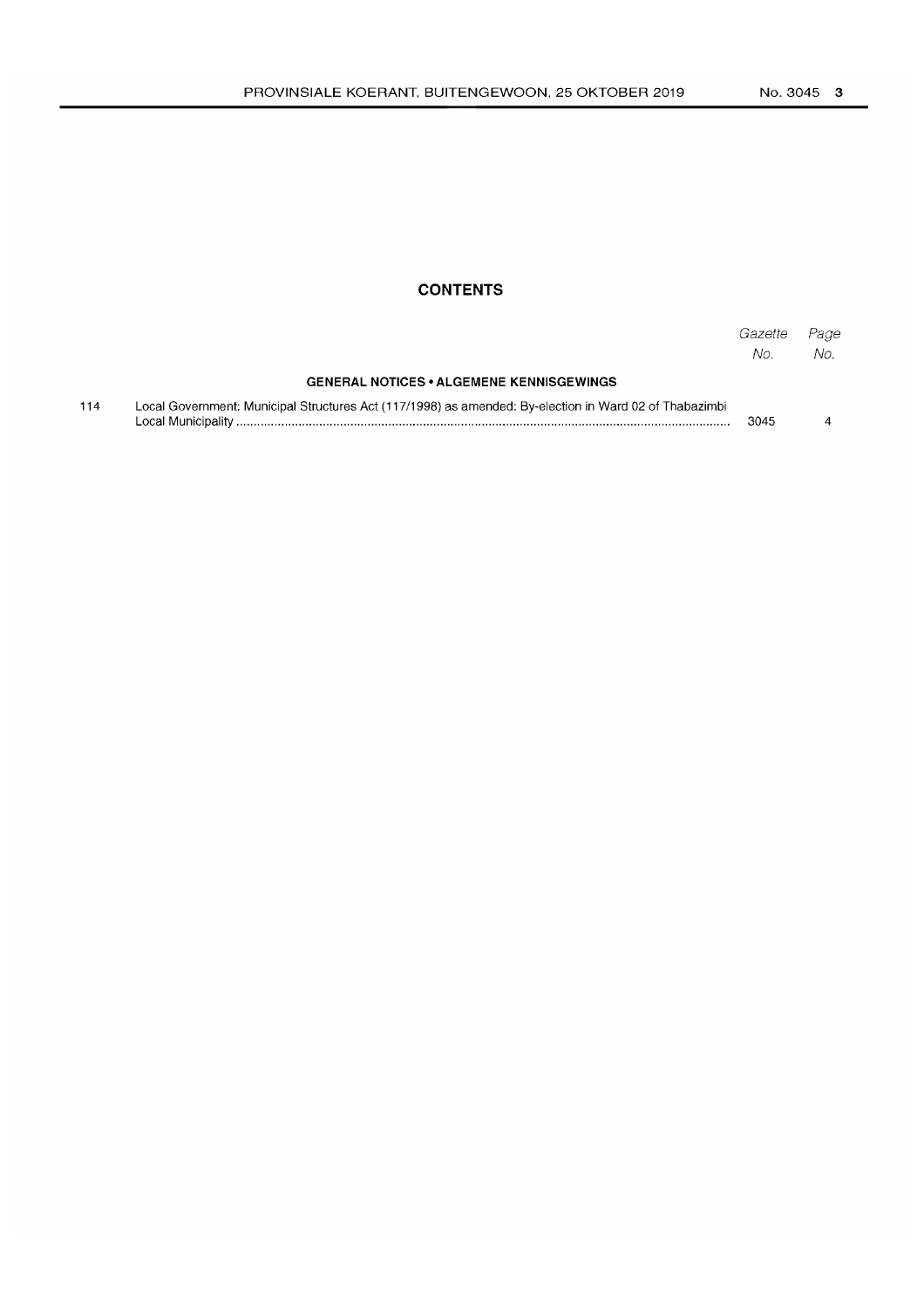## CONTENTS

| | | Gazette No. | Page No. |
|---|---|---|---|
| | **GENERAL NOTICES • ALGEMENE KENNISGEWINGS** | | |
| 114 | Local Government: Municipal Structures Act (117/1998) as amended: By-election in Ward 02 of Thabazimbi Local Municipality | 3045 | 4 |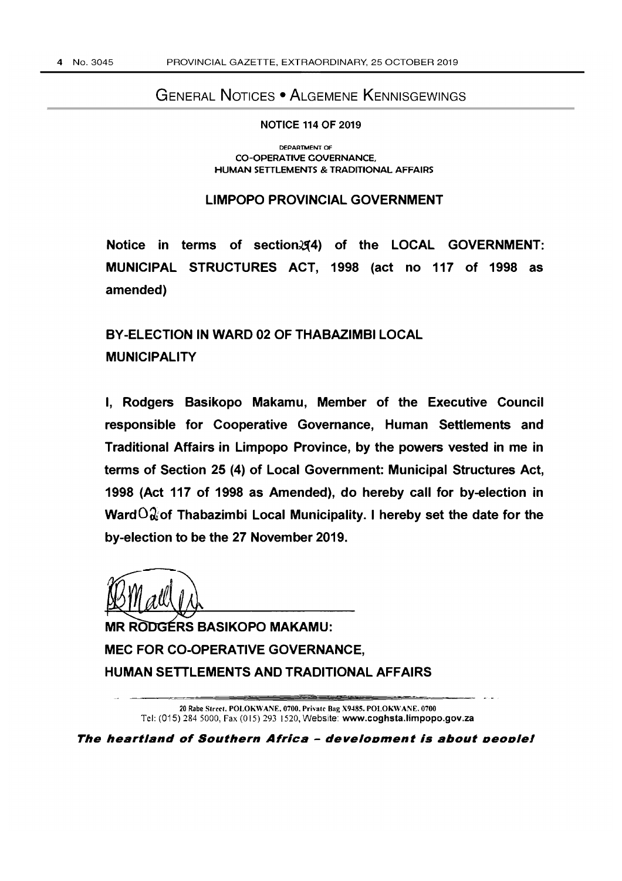## GENERAL NOTICES • ALGEMENE KENNISGEWINGS

**NOTICE 114 OF 2019**

DEPARTMENT OF
CO-OPERATIVE GOVERNANCE,
HUMAN SETTLEMENTS & TRADITIONAL AFFAIRS

**LIMPOPO PROVINCIAL GOVERNMENT**

**Notice in terms of section25(4) of the LOCAL GOVERNMENT: MUNICIPAL STRUCTURES ACT, 1998 (act no 117 of 1998 as amended)**

**BY-ELECTION IN WARD 02 OF THABAZIMBI LOCAL MUNICIPALITY**

**I, Rodgers Basikopo Makamu, Member of the Executive Council responsible for Cooperative Governance, Human Settlements and Traditional Affairs in Limpopo Province, by the powers vested in me in terms of Section 25 (4) of Local Government: Municipal Structures Act, 1998 (Act 117 of 1998 as Amended), do hereby call for by-election in Ward 02 of Thabazimbi Local Municipality. I hereby set the date for the by-election to be the 27 November 2019.**

**MR RODGERS BASIKOPO MAKAMU:**
**MEC FOR CO-OPERATIVE GOVERNANCE,**
**HUMAN SETTLEMENTS AND TRADITIONAL AFFAIRS**

20 Rabe Street, POLOKWANE, 0700, Private Bag X9485, POLOKWANE, 0700
Tel: (015) 284 5000, Fax (015) 293 1520, Website: www.coghsta.limpopo.gov.za

***The heartland of Southern Africa - development is about people!***